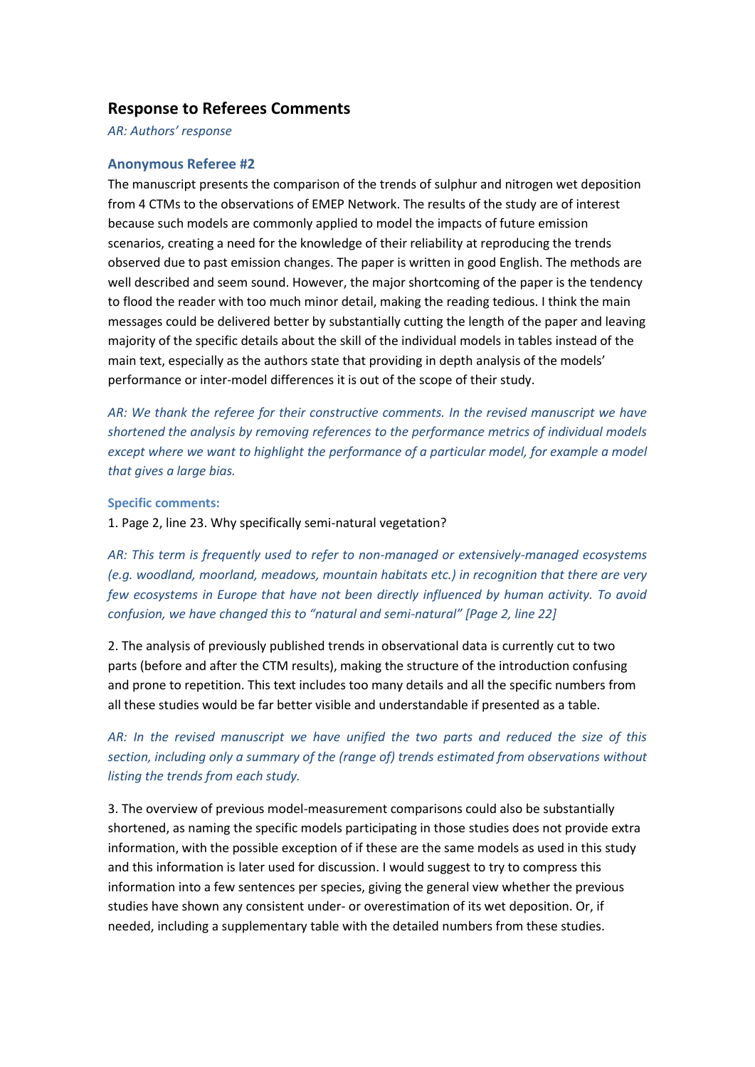## Response to Referees Comments

*AR: Authors' response*

### Anonymous Referee #2

The manuscript presents the comparison of the trends of sulphur and nitrogen wet deposition from 4 CTMs to the observations of EMEP Network. The results of the study are of interest because such models are commonly applied to model the impacts of future emission scenarios, creating a need for the knowledge of their reliability at reproducing the trends observed due to past emission changes. The paper is written in good English. The methods are well described and seem sound. However, the major shortcoming of the paper is the tendency to flood the reader with too much minor detail, making the reading tedious. I think the main messages could be delivered better by substantially cutting the length of the paper and leaving majority of the specific details about the skill of the individual models in tables instead of the main text, especially as the authors state that providing in depth analysis of the models' performance or inter-model differences it is out of the scope of their study.

*AR: We thank the referee for their constructive comments. In the revised manuscript we have shortened the analysis by removing references to the performance metrics of individual models except where we want to highlight the performance of a particular model, for example a model that gives a large bias.*

**Specific comments:**

1. Page 2, line 23. Why specifically semi-natural vegetation?

*AR: This term is frequently used to refer to non-managed or extensively-managed ecosystems (e.g. woodland, moorland, meadows, mountain habitats etc.) in recognition that there are very few ecosystems in Europe that have not been directly influenced by human activity. To avoid confusion, we have changed this to "natural and semi-natural" [Page 2, line 22]*

2. The analysis of previously published trends in observational data is currently cut to two parts (before and after the CTM results), making the structure of the introduction confusing and prone to repetition. This text includes too many details and all the specific numbers from all these studies would be far better visible and understandable if presented as a table.

*AR: In the revised manuscript we have unified the two parts and reduced the size of this section, including only a summary of the (range of) trends estimated from observations without listing the trends from each study.*

3. The overview of previous model-measurement comparisons could also be substantially shortened, as naming the specific models participating in those studies does not provide extra information, with the possible exception of if these are the same models as used in this study and this information is later used for discussion. I would suggest to try to compress this information into a few sentences per species, giving the general view whether the previous studies have shown any consistent under- or overestimation of its wet deposition. Or, if needed, including a supplementary table with the detailed numbers from these studies.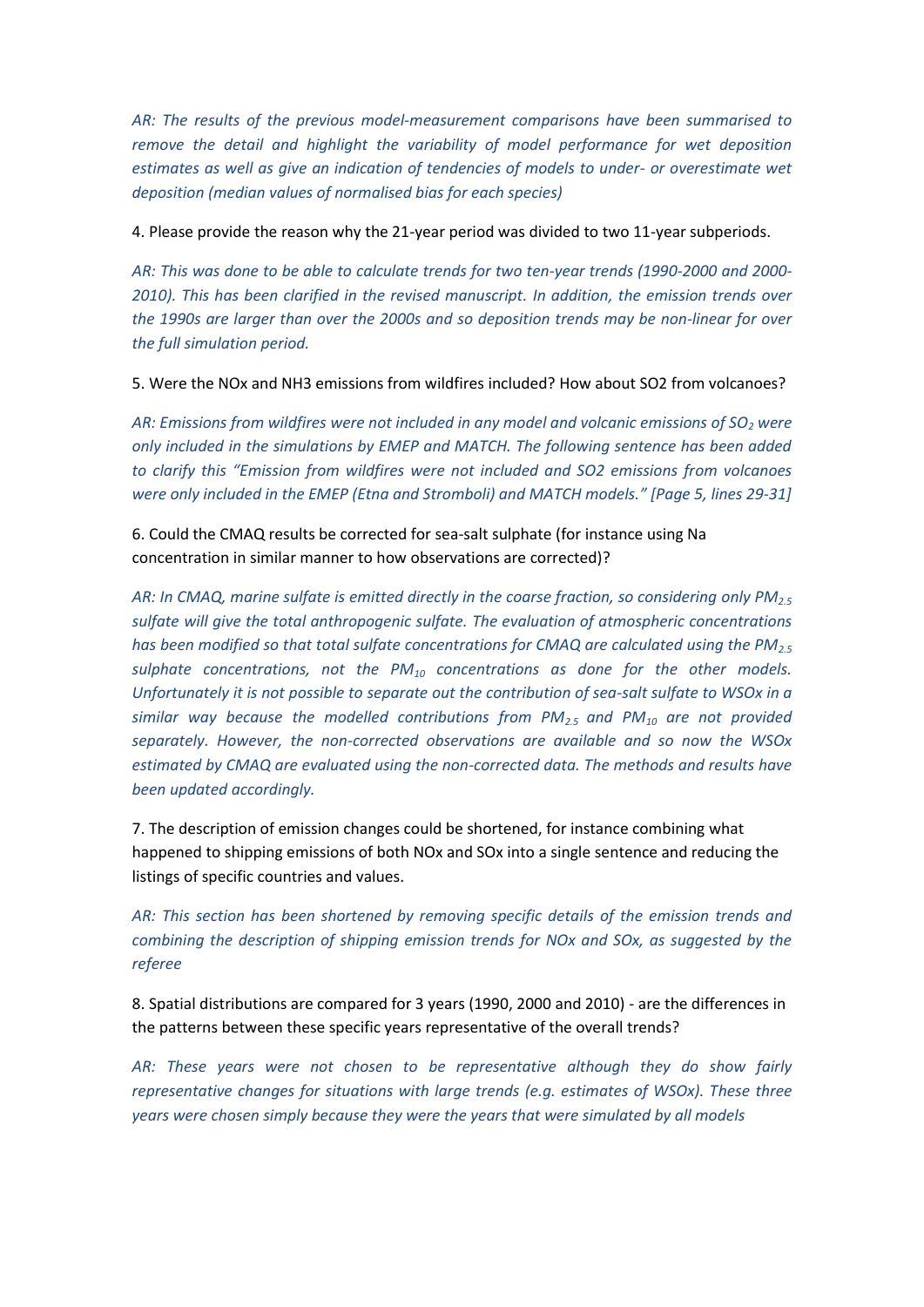*AR: The results of the previous model-measurement comparisons have been summarised to remove the detail and highlight the variability of model performance for wet deposition estimates as well as give an indication of tendencies of models to under- or overestimate wet deposition (median values of normalised bias for each species)*

4. Please provide the reason why the 21-year period was divided to two 11-year subperiods.

*AR: This was done to be able to calculate trends for two ten-year trends (1990-2000 and 2000-2010). This has been clarified in the revised manuscript. In addition, the emission trends over the 1990s are larger than over the 2000s and so deposition trends may be non-linear for over the full simulation period.*

5. Were the NOx and NH3 emissions from wildfires included? How about SO2 from volcanoes?

*AR: Emissions from wildfires were not included in any model and volcanic emissions of $SO_2$ were only included in the simulations by EMEP and MATCH. The following sentence has been added to clarify this "Emission from wildfires were not included and SO2 emissions from volcanoes were only included in the EMEP (Etna and Stromboli) and MATCH models." [Page 5, lines 29-31]*

6. Could the CMAQ results be corrected for sea-salt sulphate (for instance using Na concentration in similar manner to how observations are corrected)?

*AR: In CMAQ, marine sulfate is emitted directly in the coarse fraction, so considering only $PM_{2.5}$ sulfate will give the total anthropogenic sulfate. The evaluation of atmospheric concentrations has been modified so that total sulfate concentrations for CMAQ are calculated using the $PM_{2.5}$ sulphate concentrations, not the $PM_{10}$ concentrations as done for the other models. Unfortunately it is not possible to separate out the contribution of sea-salt sulfate to WSOx in a similar way because the modelled contributions from $PM_{2.5}$ and $PM_{10}$ are not provided separately. However, the non-corrected observations are available and so now the WSOx estimated by CMAQ are evaluated using the non-corrected data. The methods and results have been updated accordingly.*

7. The description of emission changes could be shortened, for instance combining what happened to shipping emissions of both NOx and SOx into a single sentence and reducing the listings of specific countries and values.

*AR: This section has been shortened by removing specific details of the emission trends and combining the description of shipping emission trends for NOx and SOx, as suggested by the referee*

8. Spatial distributions are compared for 3 years (1990, 2000 and 2010) - are the differences in the patterns between these specific years representative of the overall trends?

*AR: These years were not chosen to be representative although they do show fairly representative changes for situations with large trends (e.g. estimates of WSOx). These three years were chosen simply because they were the years that were simulated by all models*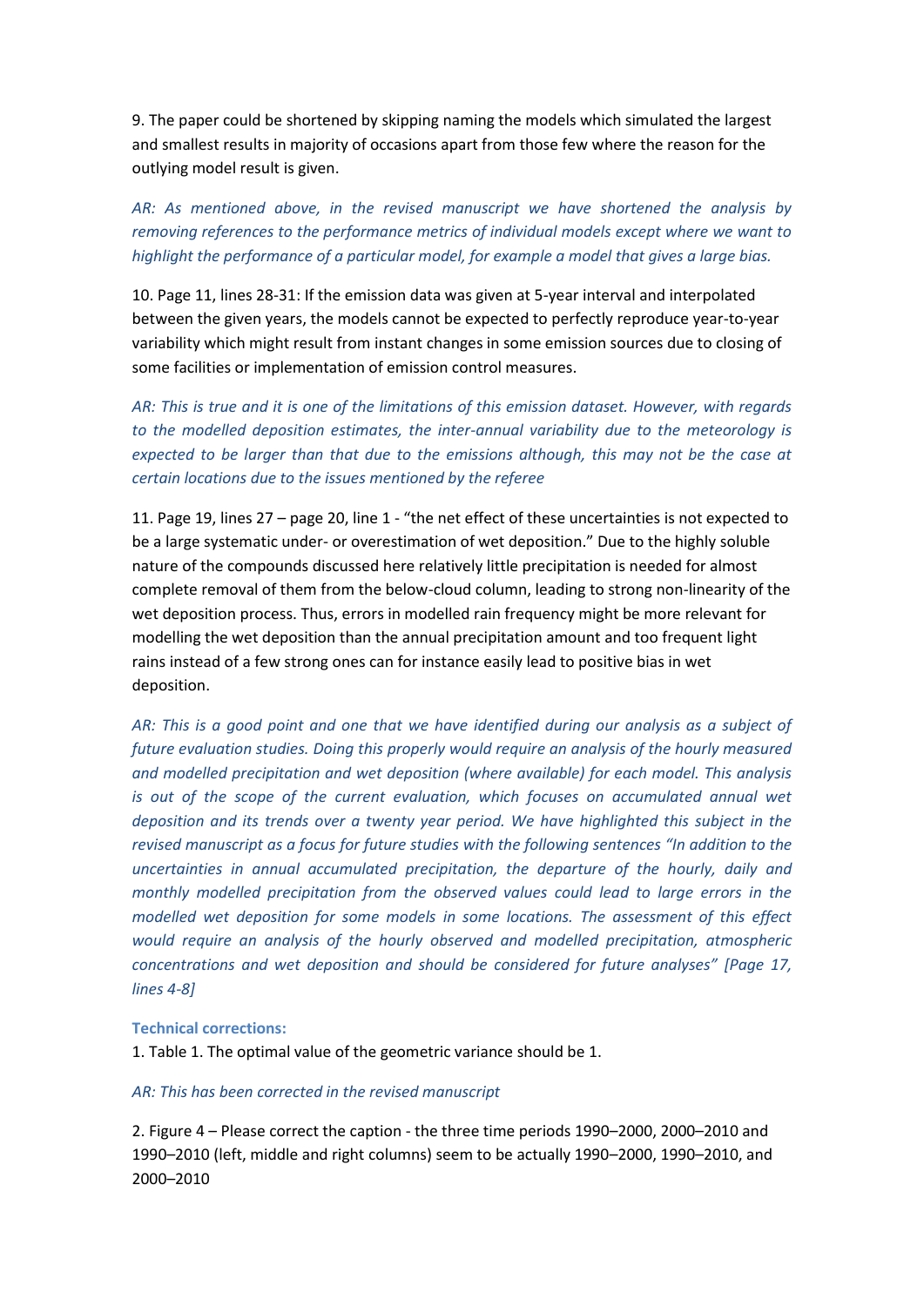9. The paper could be shortened by skipping naming the models which simulated the largest and smallest results in majority of occasions apart from those few where the reason for the outlying model result is given.

*AR: As mentioned above, in the revised manuscript we have shortened the analysis by removing references to the performance metrics of individual models except where we want to highlight the performance of a particular model, for example a model that gives a large bias.*

10. Page 11, lines 28-31: If the emission data was given at 5-year interval and interpolated between the given years, the models cannot be expected to perfectly reproduce year-to-year variability which might result from instant changes in some emission sources due to closing of some facilities or implementation of emission control measures.

*AR: This is true and it is one of the limitations of this emission dataset. However, with regards to the modelled deposition estimates, the inter-annual variability due to the meteorology is expected to be larger than that due to the emissions although, this may not be the case at certain locations due to the issues mentioned by the referee*

11. Page 19, lines 27 – page 20, line 1 - "the net effect of these uncertainties is not expected to be a large systematic under- or overestimation of wet deposition." Due to the highly soluble nature of the compounds discussed here relatively little precipitation is needed for almost complete removal of them from the below-cloud column, leading to strong non-linearity of the wet deposition process. Thus, errors in modelled rain frequency might be more relevant for modelling the wet deposition than the annual precipitation amount and too frequent light rains instead of a few strong ones can for instance easily lead to positive bias in wet deposition.

*AR: This is a good point and one that we have identified during our analysis as a subject of future evaluation studies. Doing this properly would require an analysis of the hourly measured and modelled precipitation and wet deposition (where available) for each model. This analysis is out of the scope of the current evaluation, which focuses on accumulated annual wet deposition and its trends over a twenty year period. We have highlighted this subject in the revised manuscript as a focus for future studies with the following sentences "In addition to the uncertainties in annual accumulated precipitation, the departure of the hourly, daily and monthly modelled precipitation from the observed values could lead to large errors in the modelled wet deposition for some models in some locations. The assessment of this effect would require an analysis of the hourly observed and modelled precipitation, atmospheric concentrations and wet deposition and should be considered for future analyses" [Page 17, lines 4-8]*

**Technical corrections:**

1. Table 1. The optimal value of the geometric variance should be 1.

*AR: This has been corrected in the revised manuscript*

2. Figure 4 – Please correct the caption - the three time periods 1990–2000, 2000–2010 and 1990–2010 (left, middle and right columns) seem to be actually 1990–2000, 1990–2010, and 2000–2010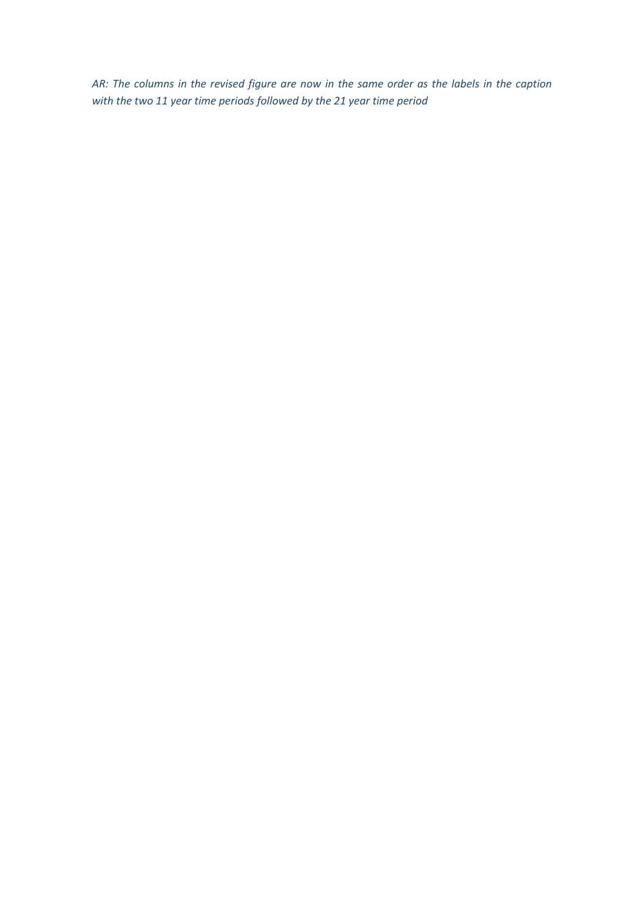*AR: The columns in the revised figure are now in the same order as the labels in the caption with the two 11 year time periods followed by the 21 year time period*